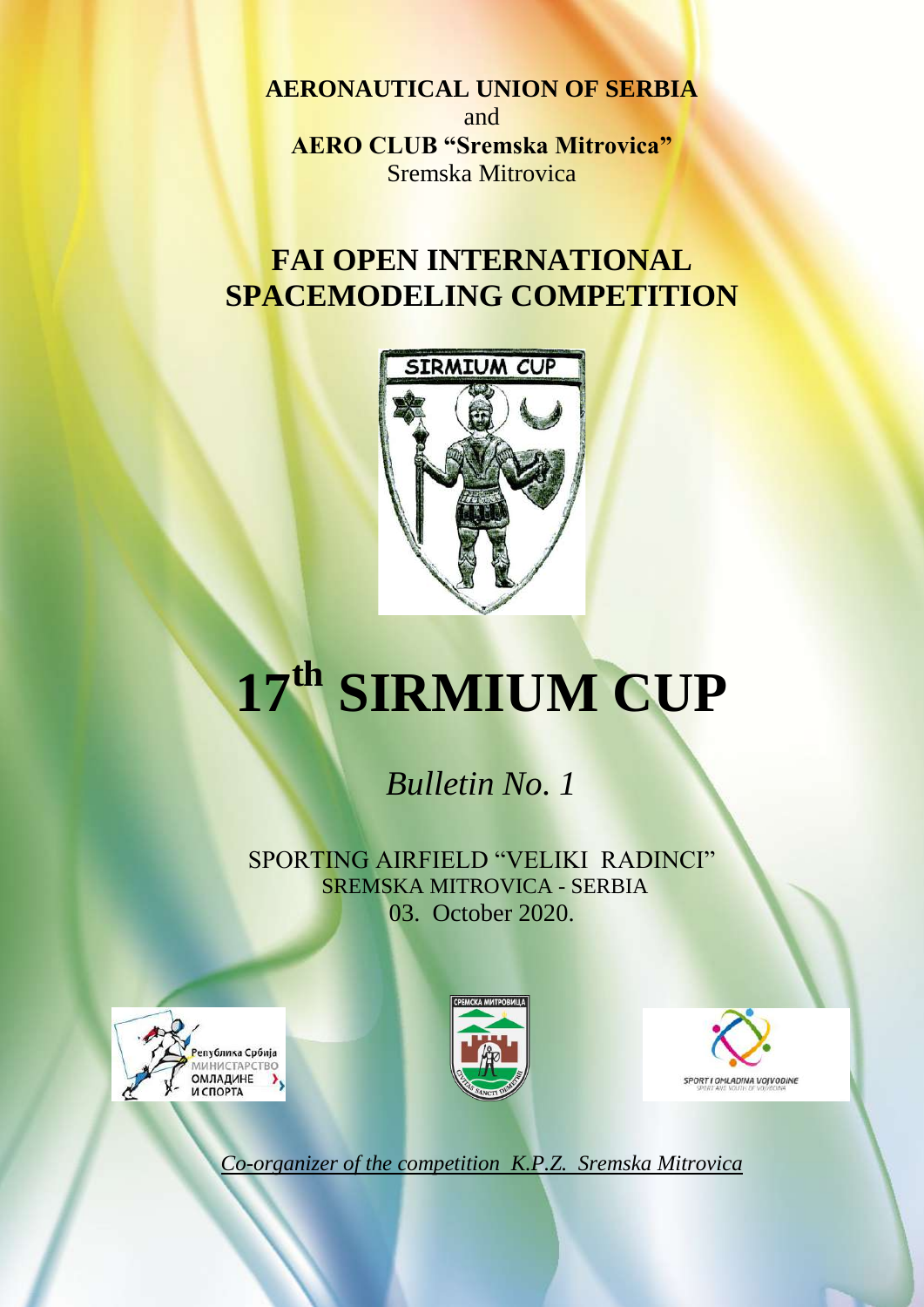**AERONAUTICAL UNION OF SERBIA**
and
**AERO CLUB "Sremska Mitrovica"**
Sremska Mitrovica

# FAI OPEN INTERNATIONAL SPACEMODELING COMPETITION

# 17th SIRMIUM CUP

*Bulletin No. 1*

SPORTING AIRFIELD "VELIKI RADINCI"
SREMSKA MITROVICA - SERBIA
03. October 2020.

*Co-organizer of the competition K.P.Z. Sremska Mitrovica*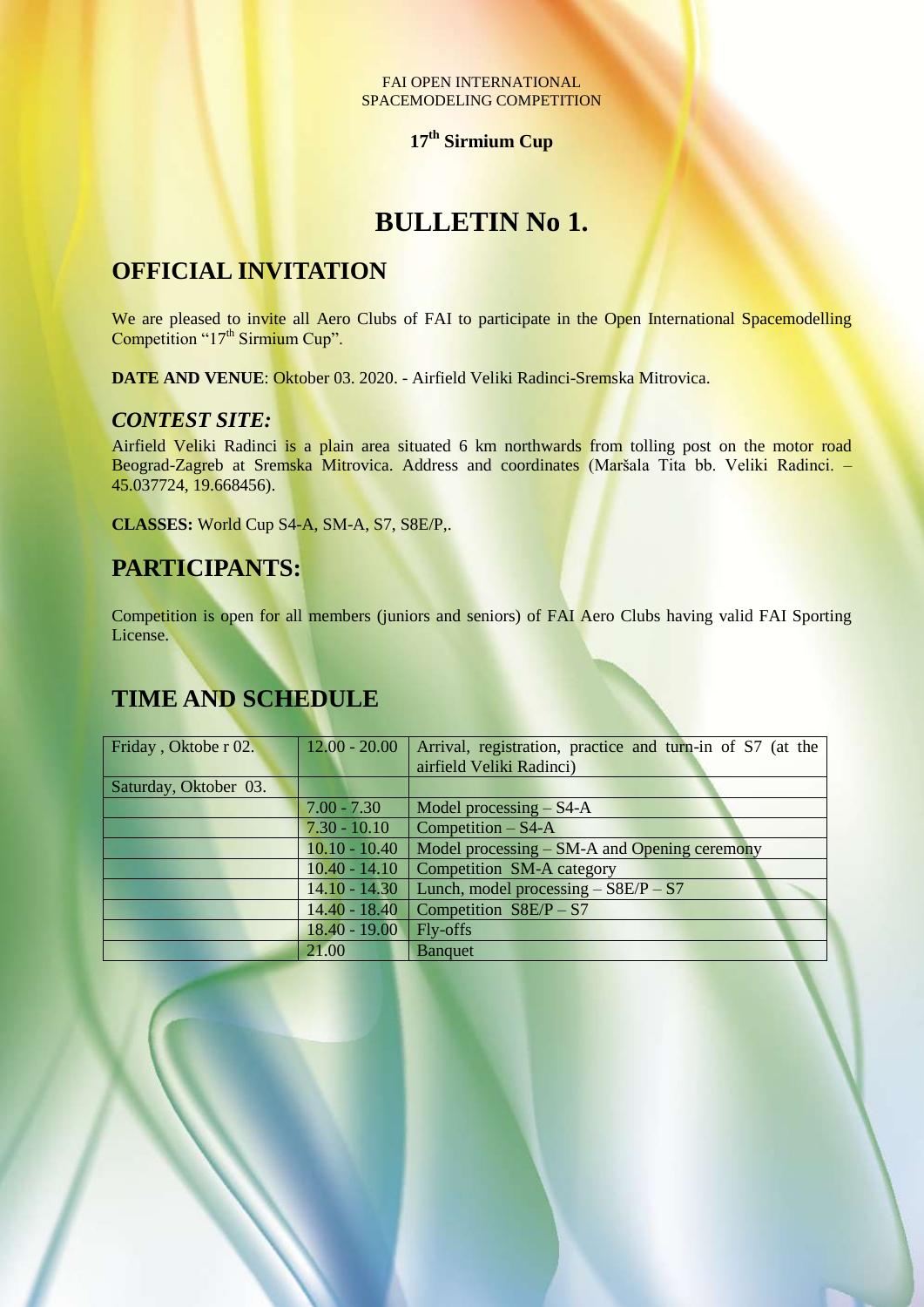FAI OPEN INTERNATIONAL SPACEMODELING COMPETITION

**17th Sirmium Cup**

# BULLETIN No 1.

## OFFICIAL INVITATION

We are pleased to invite all Aero Clubs of FAI to participate in the Open International Spacemodelling Competition "17th Sirmium Cup".

**DATE AND VENUE**: Oktober 03. 2020. - Airfield Veliki Radinci-Sremska Mitrovica.

### *CONTEST SITE:*

Airfield Veliki Radinci is a plain area situated 6 km northwards from tolling post on the motor road Beograd-Zagreb at Sremska Mitrovica. Address and coordinates (Maršala Tita bb. Veliki Radinci. – 45.037724, 19.668456).

**CLASSES:** World Cup S4-A, SM-A, S7, S8E/P,.

## PARTICIPANTS:

Competition is open for all members (juniors and seniors) of FAI Aero Clubs having valid FAI Sporting License.

## TIME AND SCHEDULE

| | | |
|---|---|---|
| Friday , Oktobe r 02. | 12.00 - 20.00 | Arrival, registration, practice and turn-in of S7 (at the airfield Veliki Radinci) |
| Saturday, Oktober 03. | | |
| | 7.00 - 7.30 | Model processing – S4-A |
| | 7.30 - 10.10 | Competition – S4-A |
| | 10.10 - 10.40 | Model processing – SM-A and Opening ceremony |
| | 10.40 - 14.10 | Competition SM-A category |
| | 14.10 - 14.30 | Lunch, model processing – S8E/P – S7 |
| | 14.40 - 18.40 | Competition S8E/P – S7 |
| | 18.40 - 19.00 | Fly-offs |
| | 21.00 | Banquet |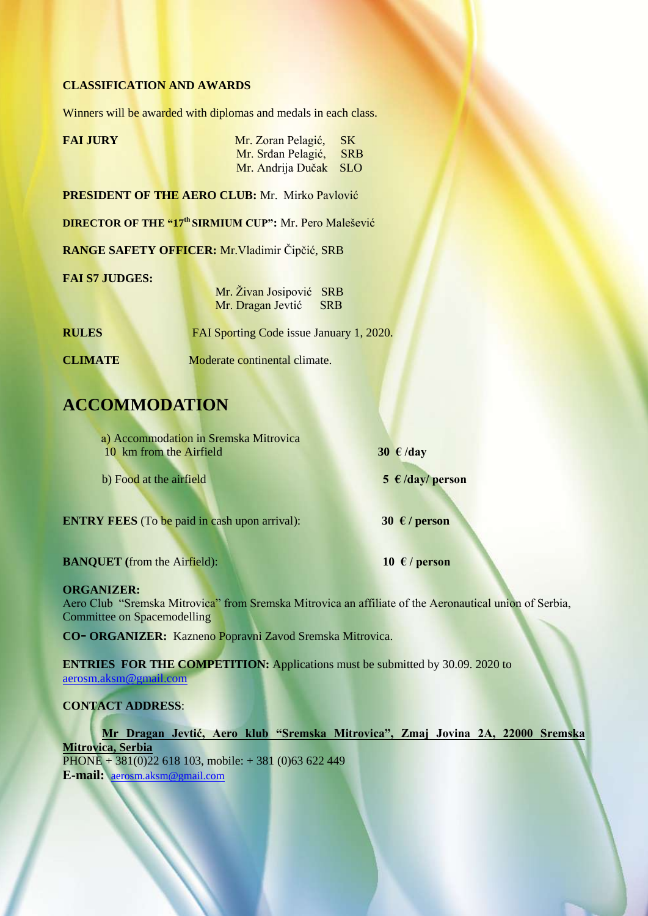**CLASSIFICATION AND AWARDS**

Winners will be awarded with diplomas and medals in each class.

**FAI JURY** Mr. Zoran Pelagić, SK
Mr. Srđan Pelagić, SRB
Mr. Andrija Dučak SLO

**PRESIDENT OF THE AERO CLUB:** Mr. Mirko Pavlović

**DIRECTOR OF THE "17th SIRMIUM CUP":** Mr. Pero Malešević

**RANGE SAFETY OFFICER:** Mr.Vladimir Čipčić, SRB

**FAI S7 JUDGES:**
Mr. Živan Josipović SRB
Mr. Dragan Jevtić SRB

**RULES** FAI Sporting Code issue January 1, 2020.

**CLIMATE** Moderate continental climate.

## ACCOMMODATION

a) Accommodation in Sremska Mitrovica 10 km from the Airfield **30 € /day**

b) Food at the airfield **5 € /day/ person**

**ENTRY FEES** (To be paid in cash upon arrival): **30 € / person**

**BANQUET (**from the Airfield): **10 € / person**

**ORGANIZER:**
Aero Club "Sremska Mitrovica" from Sremska Mitrovica an affiliate of the Aeronautical union of Serbia, Committee on Spacemodelling

**CO- ORGANIZER:** Kazneno Popravni Zavod Sremska Mitrovica.

**ENTRIES FOR THE COMPETITION:** Applications must be submitted by 30.09. 2020 to aerosm.aksm@gmail.com

**CONTACT ADDRESS**:

**Mr Dragan Jevtić, Aero klub "Sremska Mitrovica", Zmaj Jovina 2A, 22000 Sremska Mitrovica, Serbia**
PHONE + 381(0)22 618 103, mobile: + 381 (0)63 622 449
**E-mail:** aerosm.aksm@gmail.com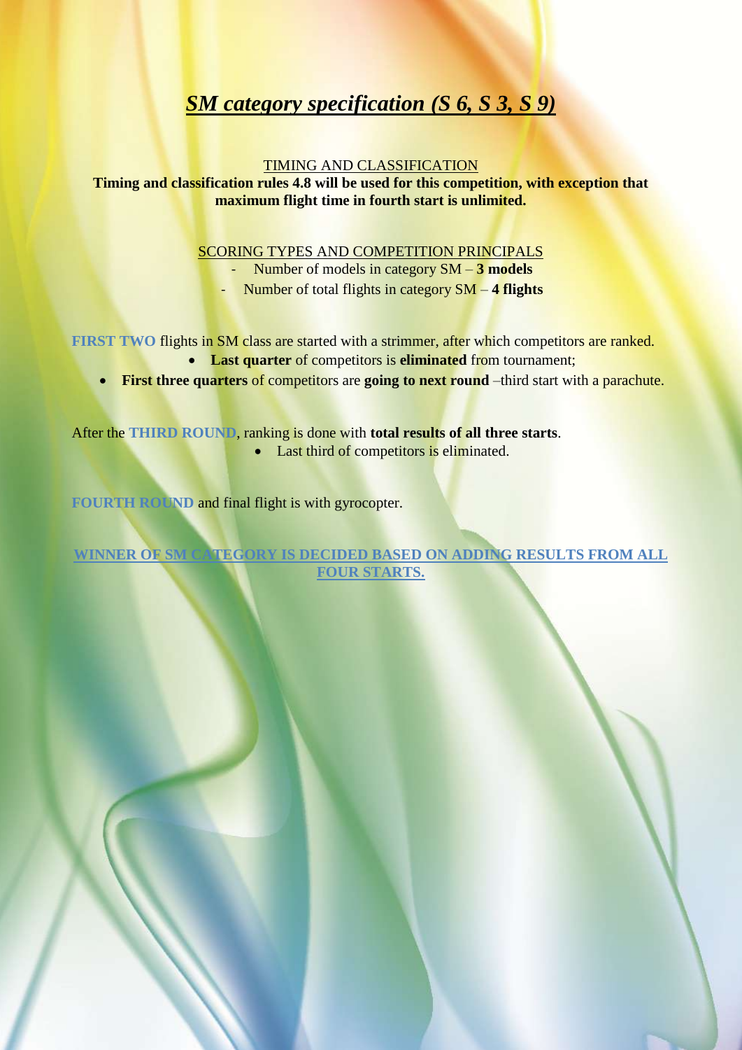# ***SM category specification (S 6, S 3, S 9)***

TIMING AND CLASSIFICATION

**Timing and classification rules 4.8 will be used for this competition, with exception that maximum flight time in fourth start is unlimited.**

SCORING TYPES AND COMPETITION PRINCIPALS

- Number of models in category SM – **3 models**
- Number of total flights in category SM – **4 flights**

**FIRST TWO** flights in SM class are started with a strimmer, after which competitors are ranked.

- **Last quarter** of competitors is **eliminated** from tournament;
- **First three quarters** of competitors are **going to next round** –third start with a parachute.

After the **THIRD ROUND**, ranking is done with **total results of all three starts**.

- Last third of competitors is eliminated.

**FOURTH ROUND** and final flight is with gyrocopter.

**WINNER OF SM CATEGORY IS DECIDED BASED ON ADDING RESULTS FROM ALL FOUR STARTS.**